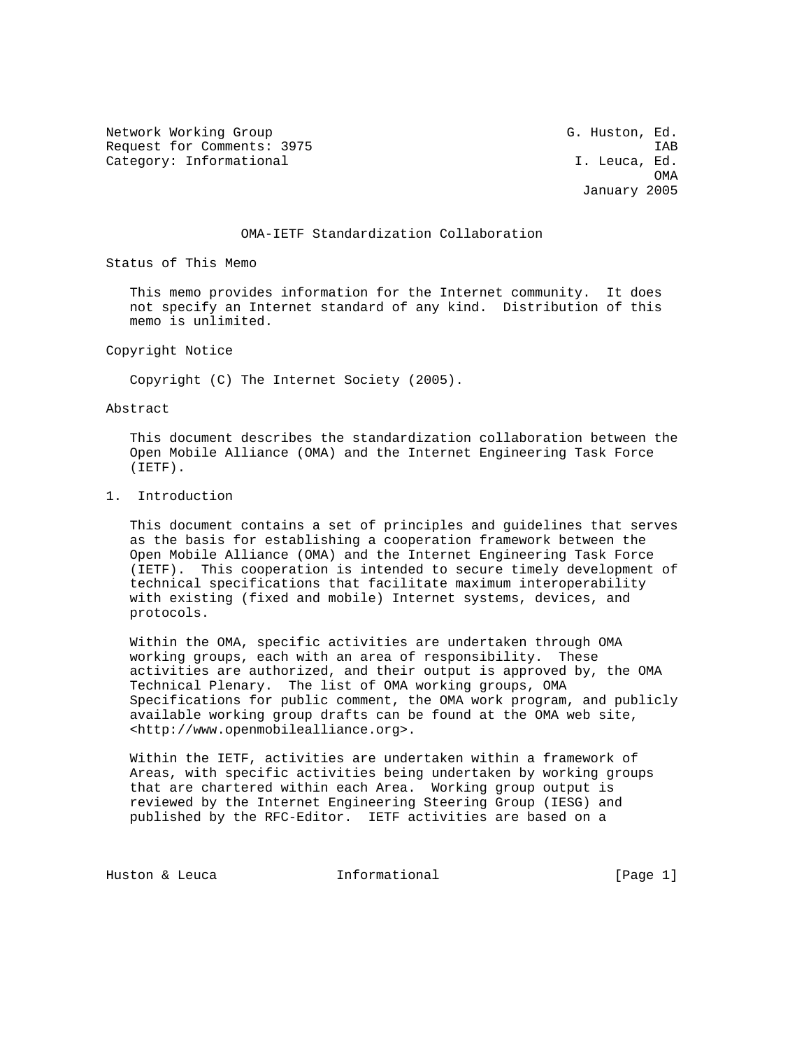Network Working Group G. Huston, Ed.
Request for Comments: 3975 IAB
Category: Informational I. Leuca, Ed.
OMA
January 2005

# OMA-IETF Standardization Collaboration

## Status of This Memo

This memo provides information for the Internet community. It does not specify an Internet standard of any kind. Distribution of this memo is unlimited.

## Copyright Notice

Copyright (C) The Internet Society (2005).

## Abstract

This document describes the standardization collaboration between the Open Mobile Alliance (OMA) and the Internet Engineering Task Force (IETF).

## 1. Introduction

This document contains a set of principles and guidelines that serves as the basis for establishing a cooperation framework between the Open Mobile Alliance (OMA) and the Internet Engineering Task Force (IETF). This cooperation is intended to secure timely development of technical specifications that facilitate maximum interoperability with existing (fixed and mobile) Internet systems, devices, and protocols.

Within the OMA, specific activities are undertaken through OMA working groups, each with an area of responsibility. These activities are authorized, and their output is approved by, the OMA Technical Plenary. The list of OMA working groups, OMA Specifications for public comment, the OMA work program, and publicly available working group drafts can be found at the OMA web site, <http://www.openmobilealliance.org>.

Within the IETF, activities are undertaken within a framework of Areas, with specific activities being undertaken by working groups that are chartered within each Area. Working group output is reviewed by the Internet Engineering Steering Group (IESG) and published by the RFC-Editor. IETF activities are based on a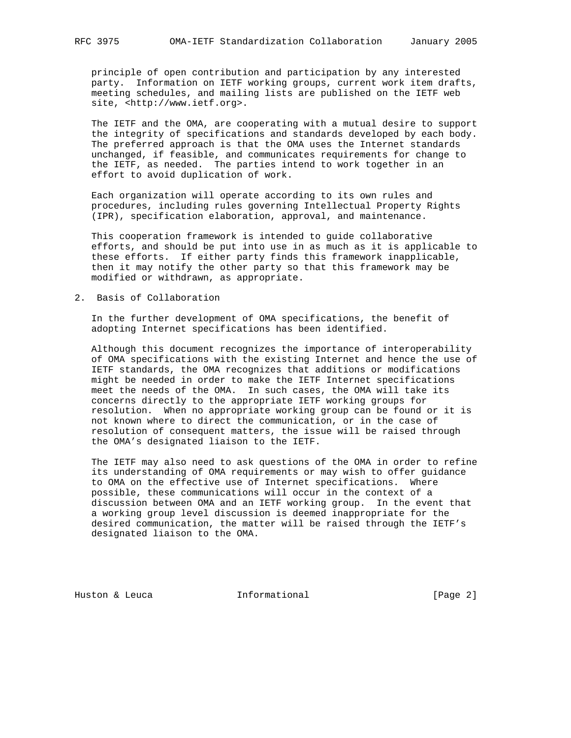principle of open contribution and participation by any interested party. Information on IETF working groups, current work item drafts, meeting schedules, and mailing lists are published on the IETF web site, <http://www.ietf.org>.

The IETF and the OMA, are cooperating with a mutual desire to support the integrity of specifications and standards developed by each body. The preferred approach is that the OMA uses the Internet standards unchanged, if feasible, and communicates requirements for change to the IETF, as needed. The parties intend to work together in an effort to avoid duplication of work.

Each organization will operate according to its own rules and procedures, including rules governing Intellectual Property Rights (IPR), specification elaboration, approval, and maintenance.

This cooperation framework is intended to guide collaborative efforts, and should be put into use in as much as it is applicable to these efforts. If either party finds this framework inapplicable, then it may notify the other party so that this framework may be modified or withdrawn, as appropriate.

## 2. Basis of Collaboration

In the further development of OMA specifications, the benefit of adopting Internet specifications has been identified.

Although this document recognizes the importance of interoperability of OMA specifications with the existing Internet and hence the use of IETF standards, the OMA recognizes that additions or modifications might be needed in order to make the IETF Internet specifications meet the needs of the OMA. In such cases, the OMA will take its concerns directly to the appropriate IETF working groups for resolution. When no appropriate working group can be found or it is not known where to direct the communication, or in the case of resolution of consequent matters, the issue will be raised through the OMA's designated liaison to the IETF.

The IETF may also need to ask questions of the OMA in order to refine its understanding of OMA requirements or may wish to offer guidance to OMA on the effective use of Internet specifications. Where possible, these communications will occur in the context of a discussion between OMA and an IETF working group. In the event that a working group level discussion is deemed inappropriate for the desired communication, the matter will be raised through the IETF's designated liaison to the OMA.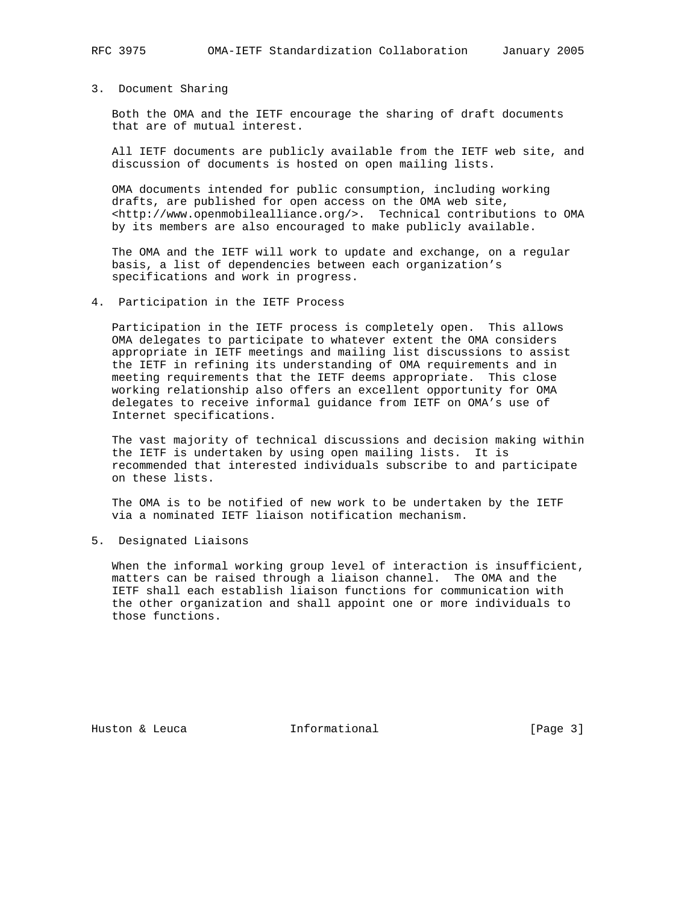## 3. Document Sharing

Both the OMA and the IETF encourage the sharing of draft documents that are of mutual interest.

All IETF documents are publicly available from the IETF web site, and discussion of documents is hosted on open mailing lists.

OMA documents intended for public consumption, including working drafts, are published for open access on the OMA web site, <http://www.openmobilealliance.org/>. Technical contributions to OMA by its members are also encouraged to make publicly available.

The OMA and the IETF will work to update and exchange, on a regular basis, a list of dependencies between each organization's specifications and work in progress.

## 4. Participation in the IETF Process

Participation in the IETF process is completely open. This allows OMA delegates to participate to whatever extent the OMA considers appropriate in IETF meetings and mailing list discussions to assist the IETF in refining its understanding of OMA requirements and in meeting requirements that the IETF deems appropriate. This close working relationship also offers an excellent opportunity for OMA delegates to receive informal guidance from IETF on OMA's use of Internet specifications.

The vast majority of technical discussions and decision making within the IETF is undertaken by using open mailing lists. It is recommended that interested individuals subscribe to and participate on these lists.

The OMA is to be notified of new work to be undertaken by the IETF via a nominated IETF liaison notification mechanism.

## 5. Designated Liaisons

When the informal working group level of interaction is insufficient, matters can be raised through a liaison channel. The OMA and the IETF shall each establish liaison functions for communication with the other organization and shall appoint one or more individuals to those functions.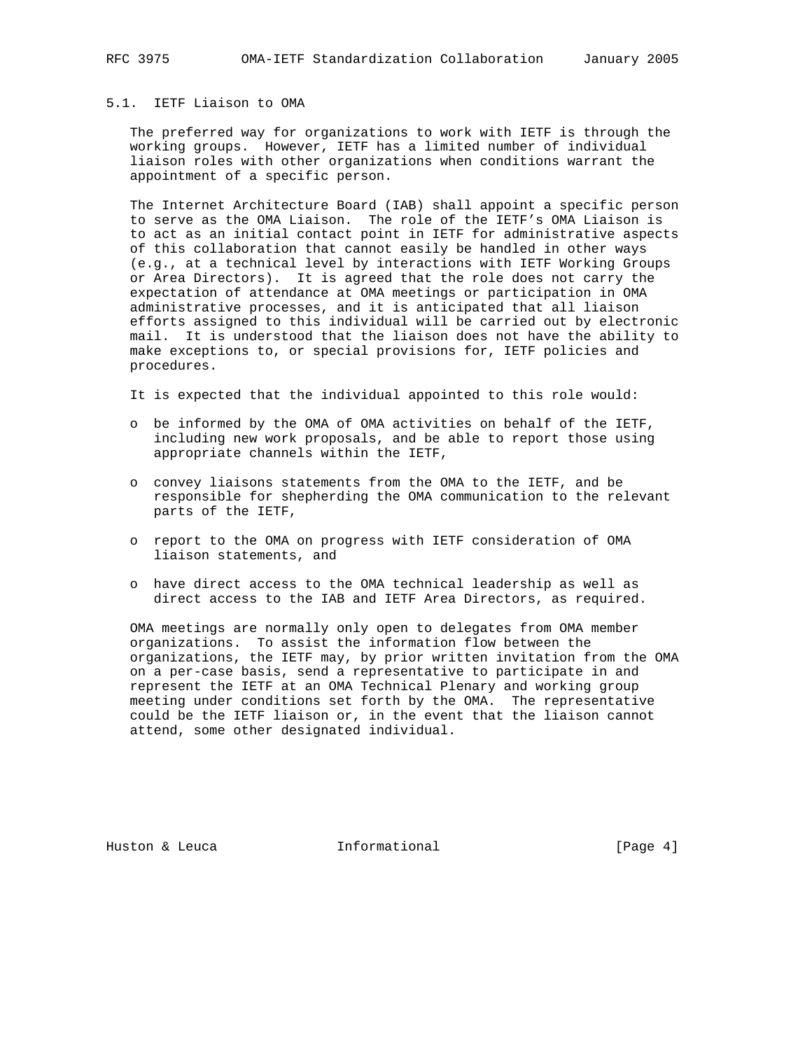### 5.1. IETF Liaison to OMA

The preferred way for organizations to work with IETF is through the working groups. However, IETF has a limited number of individual liaison roles with other organizations when conditions warrant the appointment of a specific person.

The Internet Architecture Board (IAB) shall appoint a specific person to serve as the OMA Liaison. The role of the IETF's OMA Liaison is to act as an initial contact point in IETF for administrative aspects of this collaboration that cannot easily be handled in other ways (e.g., at a technical level by interactions with IETF Working Groups or Area Directors). It is agreed that the role does not carry the expectation of attendance at OMA meetings or participation in OMA administrative processes, and it is anticipated that all liaison efforts assigned to this individual will be carried out by electronic mail. It is understood that the liaison does not have the ability to make exceptions to, or special provisions for, IETF policies and procedures.

It is expected that the individual appointed to this role would:

- be informed by the OMA of OMA activities on behalf of the IETF, including new work proposals, and be able to report those using appropriate channels within the IETF,
- convey liaisons statements from the OMA to the IETF, and be responsible for shepherding the OMA communication to the relevant parts of the IETF,
- report to the OMA on progress with IETF consideration of OMA liaison statements, and
- have direct access to the OMA technical leadership as well as direct access to the IAB and IETF Area Directors, as required.

OMA meetings are normally only open to delegates from OMA member organizations. To assist the information flow between the organizations, the IETF may, by prior written invitation from the OMA on a per-case basis, send a representative to participate in and represent the IETF at an OMA Technical Plenary and working group meeting under conditions set forth by the OMA. The representative could be the IETF liaison or, in the event that the liaison cannot attend, some other designated individual.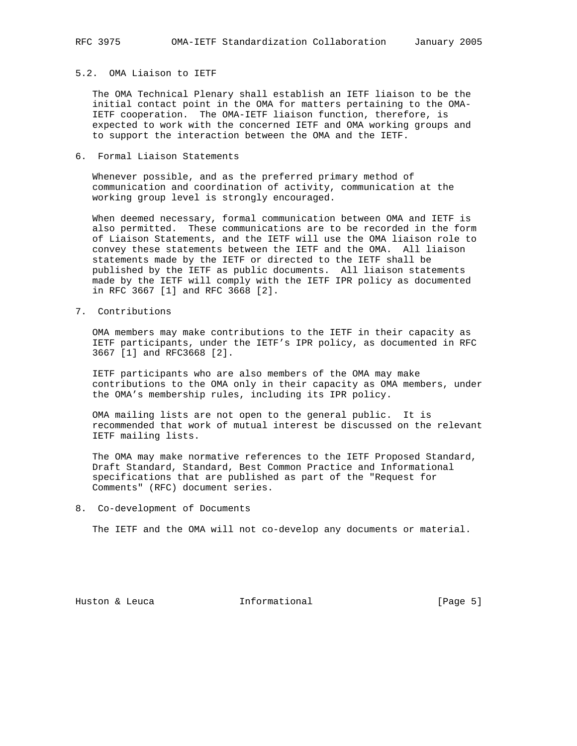### 5.2. OMA Liaison to IETF

The OMA Technical Plenary shall establish an IETF liaison to be the initial contact point in the OMA for matters pertaining to the OMA-IETF cooperation. The OMA-IETF liaison function, therefore, is expected to work with the concerned IETF and OMA working groups and to support the interaction between the OMA and the IETF.

## 6. Formal Liaison Statements

Whenever possible, and as the preferred primary method of communication and coordination of activity, communication at the working group level is strongly encouraged.

When deemed necessary, formal communication between OMA and IETF is also permitted. These communications are to be recorded in the form of Liaison Statements, and the IETF will use the OMA liaison role to convey these statements between the IETF and the OMA. All liaison statements made by the IETF or directed to the IETF shall be published by the IETF as public documents. All liaison statements made by the IETF will comply with the IETF IPR policy as documented in RFC 3667 [1] and RFC 3668 [2].

## 7. Contributions

OMA members may make contributions to the IETF in their capacity as IETF participants, under the IETF's IPR policy, as documented in RFC 3667 [1] and RFC3668 [2].

IETF participants who are also members of the OMA may make contributions to the OMA only in their capacity as OMA members, under the OMA's membership rules, including its IPR policy.

OMA mailing lists are not open to the general public. It is recommended that work of mutual interest be discussed on the relevant IETF mailing lists.

The OMA may make normative references to the IETF Proposed Standard, Draft Standard, Standard, Best Common Practice and Informational specifications that are published as part of the "Request for Comments" (RFC) document series.

## 8. Co-development of Documents

The IETF and the OMA will not co-develop any documents or material.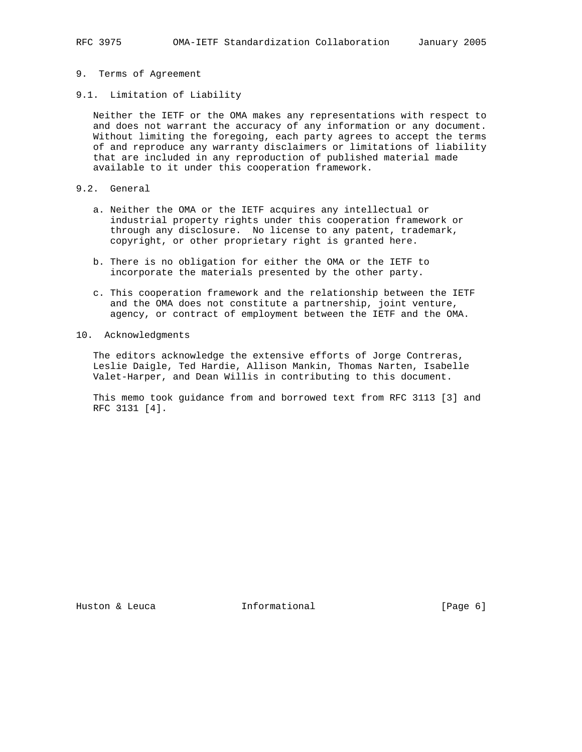## 9. Terms of Agreement

### 9.1. Limitation of Liability

Neither the IETF or the OMA makes any representations with respect to and does not warrant the accuracy of any information or any document. Without limiting the foregoing, each party agrees to accept the terms of and reproduce any warranty disclaimers or limitations of liability that are included in any reproduction of published material made available to it under this cooperation framework.

### 9.2. General

a. Neither the OMA or the IETF acquires any intellectual or industrial property rights under this cooperation framework or through any disclosure. No license to any patent, trademark, copyright, or other proprietary right is granted here.

b. There is no obligation for either the OMA or the IETF to incorporate the materials presented by the other party.

c. This cooperation framework and the relationship between the IETF and the OMA does not constitute a partnership, joint venture, agency, or contract of employment between the IETF and the OMA.

## 10. Acknowledgments

The editors acknowledge the extensive efforts of Jorge Contreras, Leslie Daigle, Ted Hardie, Allison Mankin, Thomas Narten, Isabelle Valet-Harper, and Dean Willis in contributing to this document.

This memo took guidance from and borrowed text from RFC 3113 [3] and RFC 3131 [4].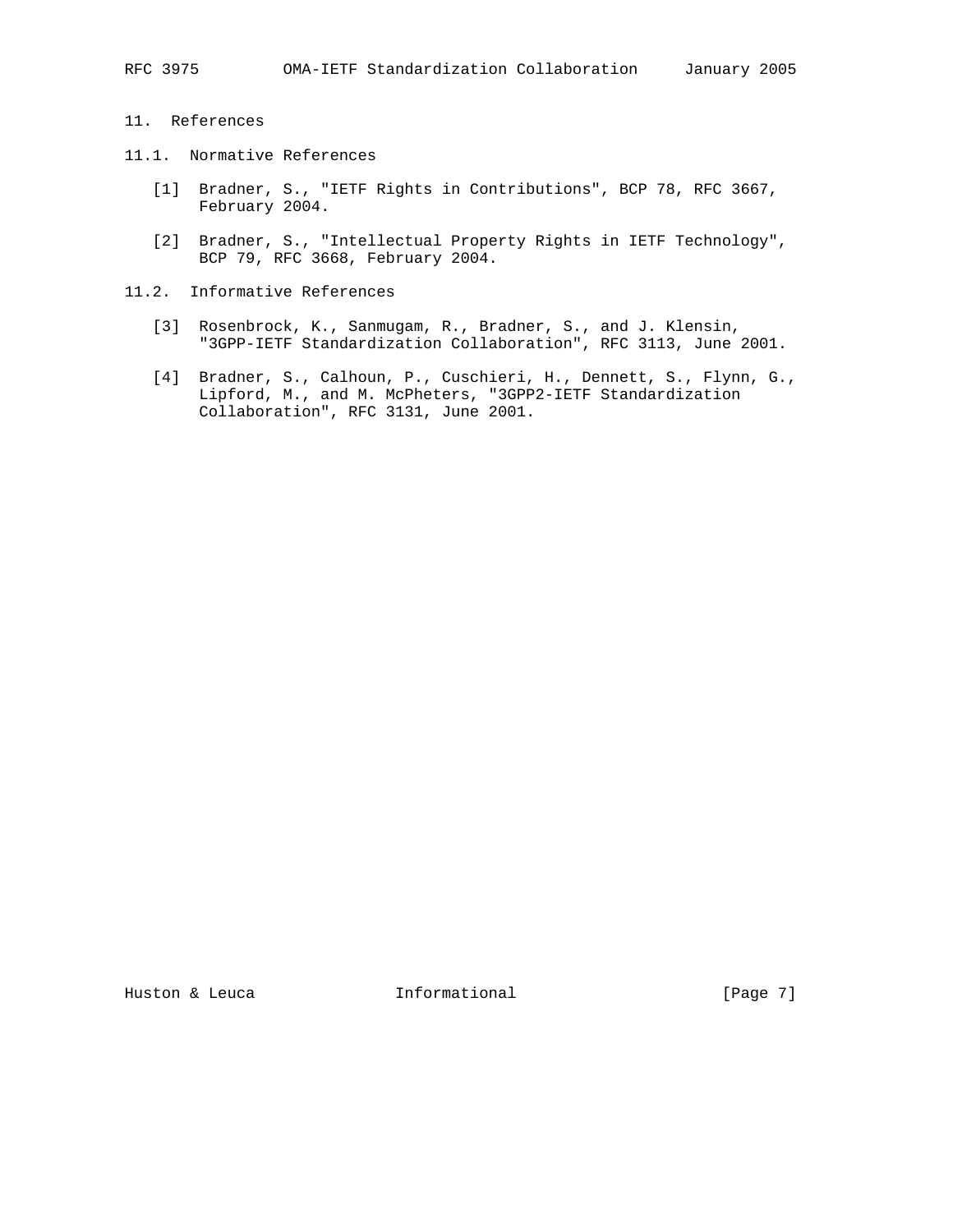## 11. References

### 11.1. Normative References

[1] Bradner, S., "IETF Rights in Contributions", BCP 78, RFC 3667, February 2004.

[2] Bradner, S., "Intellectual Property Rights in IETF Technology", BCP 79, RFC 3668, February 2004.

### 11.2. Informative References

[3] Rosenbrock, K., Sanmugam, R., Bradner, S., and J. Klensin, "3GPP-IETF Standardization Collaboration", RFC 3113, June 2001.

[4] Bradner, S., Calhoun, P., Cuschieri, H., Dennett, S., Flynn, G., Lipford, M., and M. McPheters, "3GPP2-IETF Standardization Collaboration", RFC 3131, June 2001.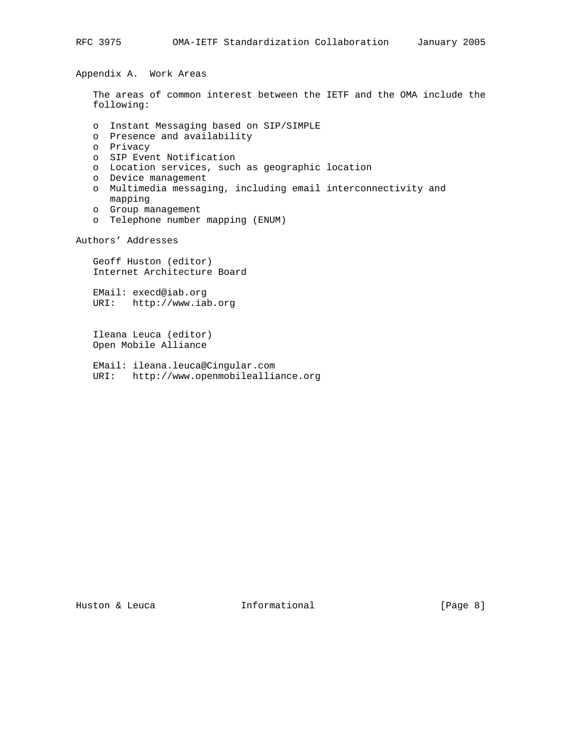## Appendix A. Work Areas

The areas of common interest between the IETF and the OMA include the following:

- Instant Messaging based on SIP/SIMPLE
- Presence and availability
- Privacy
- SIP Event Notification
- Location services, such as geographic location
- Device management
- Multimedia messaging, including email interconnectivity and mapping
- Group management
- Telephone number mapping (ENUM)

## Authors' Addresses

Geoff Huston (editor)
Internet Architecture Board

EMail: execd@iab.org
URI: http://www.iab.org

Ileana Leuca (editor)
Open Mobile Alliance

EMail: ileana.leuca@Cingular.com
URI: http://www.openmobilealliance.org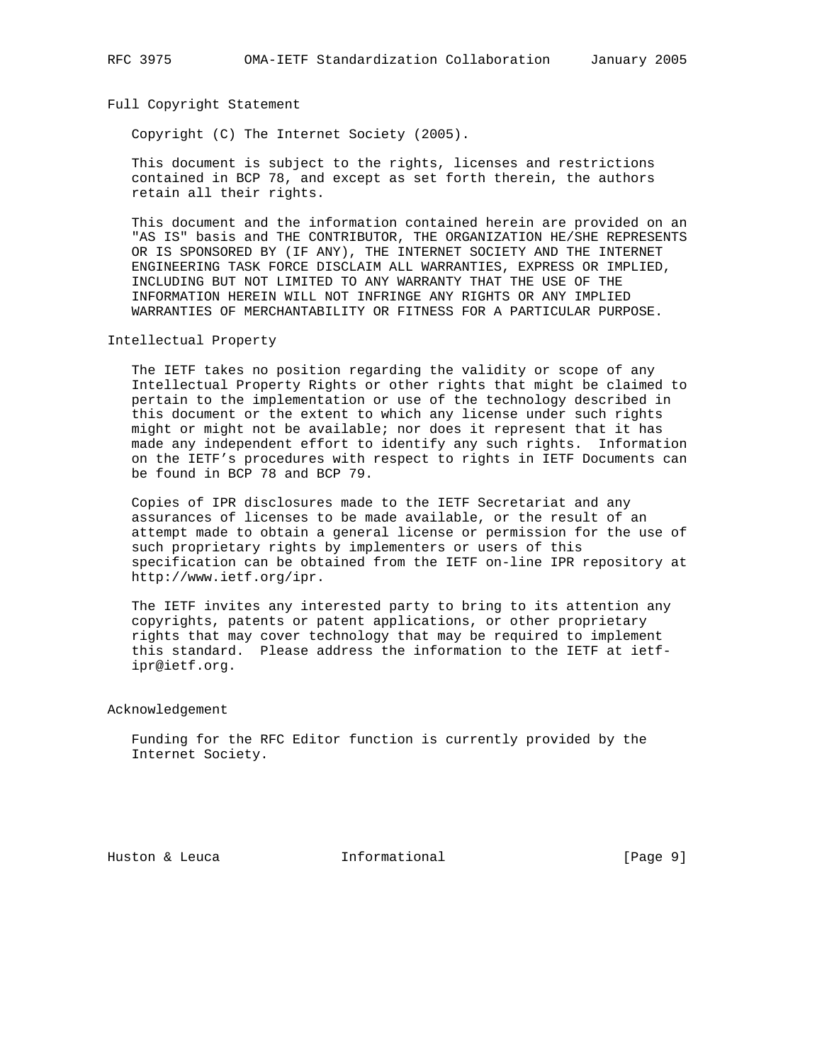## Full Copyright Statement

Copyright (C) The Internet Society (2005).

This document is subject to the rights, licenses and restrictions contained in BCP 78, and except as set forth therein, the authors retain all their rights.

This document and the information contained herein are provided on an "AS IS" basis and THE CONTRIBUTOR, THE ORGANIZATION HE/SHE REPRESENTS OR IS SPONSORED BY (IF ANY), THE INTERNET SOCIETY AND THE INTERNET ENGINEERING TASK FORCE DISCLAIM ALL WARRANTIES, EXPRESS OR IMPLIED, INCLUDING BUT NOT LIMITED TO ANY WARRANTY THAT THE USE OF THE INFORMATION HEREIN WILL NOT INFRINGE ANY RIGHTS OR ANY IMPLIED WARRANTIES OF MERCHANTABILITY OR FITNESS FOR A PARTICULAR PURPOSE.

## Intellectual Property

The IETF takes no position regarding the validity or scope of any Intellectual Property Rights or other rights that might be claimed to pertain to the implementation or use of the technology described in this document or the extent to which any license under such rights might or might not be available; nor does it represent that it has made any independent effort to identify any such rights. Information on the IETF's procedures with respect to rights in IETF Documents can be found in BCP 78 and BCP 79.

Copies of IPR disclosures made to the IETF Secretariat and any assurances of licenses to be made available, or the result of an attempt made to obtain a general license or permission for the use of such proprietary rights by implementers or users of this specification can be obtained from the IETF on-line IPR repository at http://www.ietf.org/ipr.

The IETF invites any interested party to bring to its attention any copyrights, patents or patent applications, or other proprietary rights that may cover technology that may be required to implement this standard. Please address the information to the IETF at ietf-ipr@ietf.org.

## Acknowledgement

Funding for the RFC Editor function is currently provided by the Internet Society.